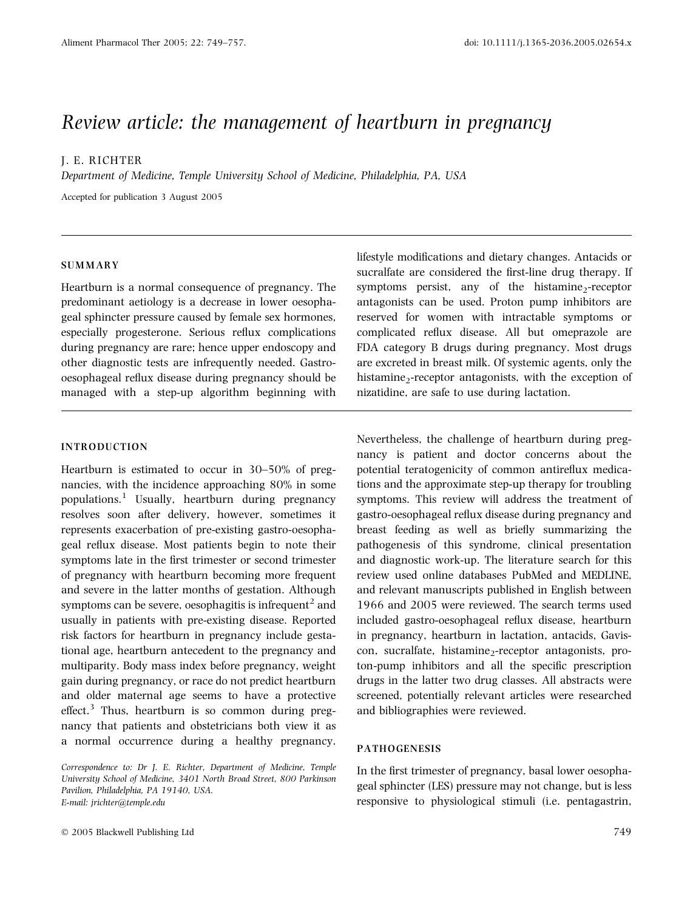# Review article: the management of heartburn in pregnancy

J. E. RICHTER

*Department of Medicine, Temple University School of Medicine, Philadelphia, PA, USA*

Accepted for publication 3 August 2005

## SUMMARY

Heartburn is a normal consequence of pregnancy. The predominant aetiology is a decrease in lower oesophageal sphincter pressure caused by female sex hormones, especially progesterone. Serious reflux complications during pregnancy are rare; hence upper endoscopy and other diagnostic tests are infrequently needed. Gastro-oesophageal reflux disease during pregnancy should be managed with a step-up algorithm beginning with lifestyle modifications and dietary changes. Antacids or sucralfate are considered the first-line drug therapy. If symptoms persist, any of the histamine$_2$-receptor antagonists can be used. Proton pump inhibitors are reserved for women with intractable symptoms or complicated reflux disease. All but omeprazole are FDA category B drugs during pregnancy. Most drugs are excreted in breast milk. Of systemic agents, only the histamine$_2$-receptor antagonists, with the exception of nizatidine, are safe to use during lactation.

## INTRODUCTION

Heartburn is estimated to occur in 30–50% of pregnancies, with the incidence approaching 80% in some populations.[1] Usually, heartburn during pregnancy resolves soon after delivery, however, sometimes it represents exacerbation of pre-existing gastro-oesophageal reflux disease. Most patients begin to note their symptoms late in the first trimester or second trimester of pregnancy with heartburn becoming more frequent and severe in the latter months of gestation. Although symptoms can be severe, oesophagitis is infrequent[2] and usually in patients with pre-existing disease. Reported risk factors for heartburn in pregnancy include gestational age, heartburn antecedent to the pregnancy and multiparity. Body mass index before pregnancy, weight gain during pregnancy, or race do not predict heartburn and older maternal age seems to have a protective effect.[3] Thus, heartburn is so common during pregnancy that patients and obstetricians both view it as a normal occurrence during a healthy pregnancy. Nevertheless, the challenge of heartburn during pregnancy is patient and doctor concerns about the potential teratogenicity of common antireflux medications and the approximate step-up therapy for troubling symptoms. This review will address the treatment of gastro-oesophageal reflux disease during pregnancy and breast feeding as well as briefly summarizing the pathogenesis of this syndrome, clinical presentation and diagnostic work-up. The literature search for this review used online databases PubMed and MEDLINE, and relevant manuscripts published in English between 1966 and 2005 were reviewed. The search terms used included gastro-oesophageal reflux disease, heartburn in pregnancy, heartburn in lactation, antacids, Gaviscon, sucralfate, histamine$_2$-receptor antagonists, proton-pump inhibitors and all the specific prescription drugs in the latter two drug classes. All abstracts were screened, potentially relevant articles were researched and bibliographies were reviewed.

*Correspondence to: Dr J. E. Richter, Department of Medicine, Temple University School of Medicine, 3401 North Broad Street, 800 Parkinson Pavilion, Philadelphia, PA 19140, USA.*
*E-mail: jrichter@temple.edu*

## PATHOGENESIS

In the first trimester of pregnancy, basal lower oesophageal sphincter (LES) pressure may not change, but is less responsive to physiological stimuli (i.e. pentagastrin,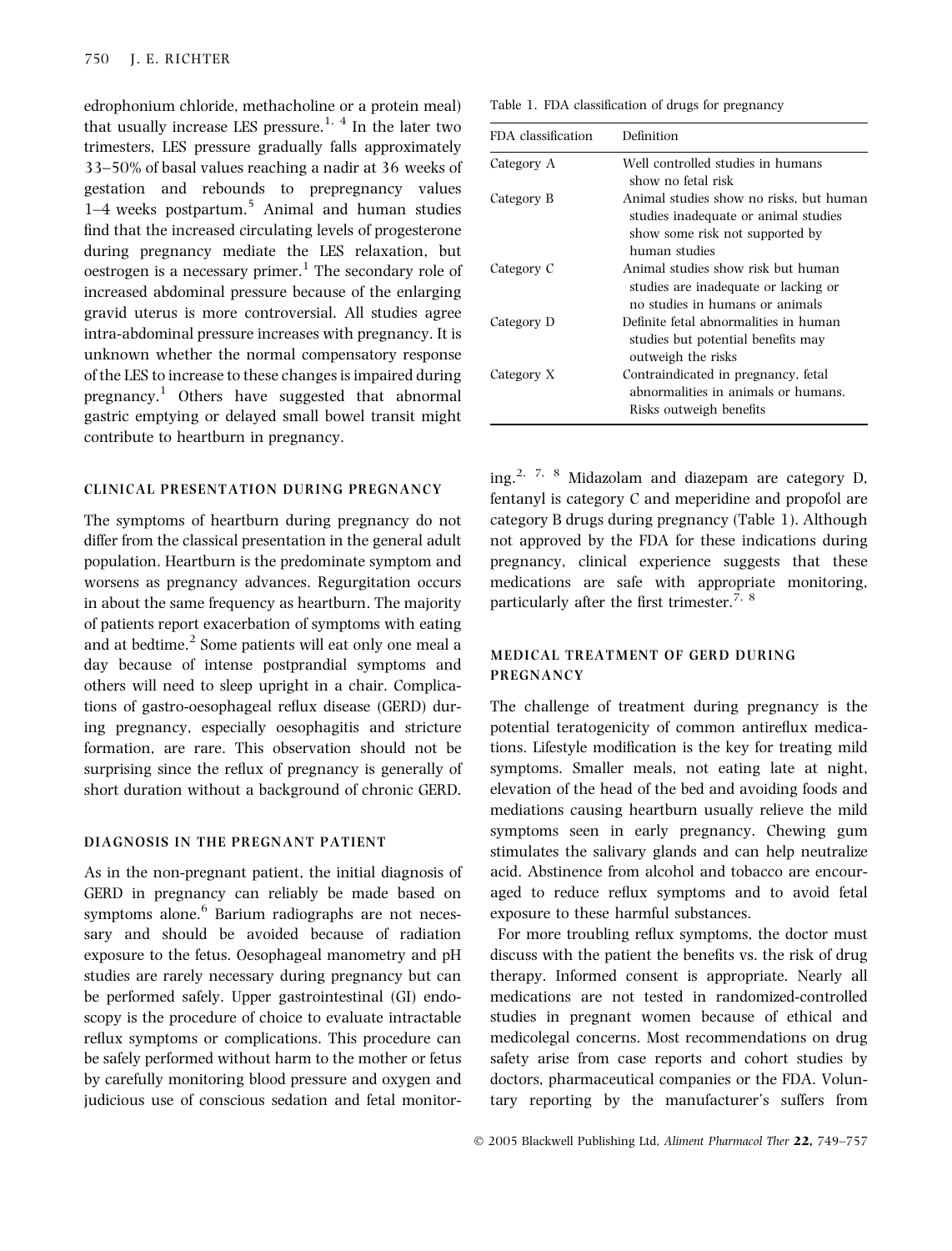edrophonium chloride, methacholine or a protein meal) that usually increase LES pressure.[1, 4] In the later two trimesters, LES pressure gradually falls approximately 33–50% of basal values reaching a nadir at 36 weeks of gestation and rebounds to prepregnancy values 1–4 weeks postpartum.[5] Animal and human studies find that the increased circulating levels of progesterone during pregnancy mediate the LES relaxation, but oestrogen is a necessary primer.[1] The secondary role of increased abdominal pressure because of the enlarging gravid uterus is more controversial. All studies agree intra-abdominal pressure increases with pregnancy. It is unknown whether the normal compensatory response of the LES to increase to these changes is impaired during pregnancy.[1] Others have suggested that abnormal gastric emptying or delayed small bowel transit might contribute to heartburn in pregnancy.

## CLINICAL PRESENTATION DURING PREGNANCY

The symptoms of heartburn during pregnancy do not differ from the classical presentation in the general adult population. Heartburn is the predominate symptom and worsens as pregnancy advances. Regurgitation occurs in about the same frequency as heartburn. The majority of patients report exacerbation of symptoms with eating and at bedtime.[2] Some patients will eat only one meal a day because of intense postprandial symptoms and others will need to sleep upright in a chair. Complications of gastro-oesophageal reflux disease (GERD) during pregnancy, especially oesophagitis and stricture formation, are rare. This observation should not be surprising since the reflux of pregnancy is generally of short duration without a background of chronic GERD.

## DIAGNOSIS IN THE PREGNANT PATIENT

As in the non-pregnant patient, the initial diagnosis of GERD in pregnancy can reliably be made based on symptoms alone.[6] Barium radiographs are not necessary and should be avoided because of radiation exposure to the fetus. Oesophageal manometry and pH studies are rarely necessary during pregnancy but can be performed safely. Upper gastrointestinal (GI) endoscopy is the procedure of choice to evaluate intractable reflux symptoms or complications. This procedure can be safely performed without harm to the mother or fetus by carefully monitoring blood pressure and oxygen and judicious use of conscious sedation and fetal monitoring.[2, 7, 8] Midazolam and diazepam are category D, fentanyl is category C and meperidine and propofol are category B drugs during pregnancy (Table 1). Although not approved by the FDA for these indications during pregnancy, clinical experience suggests that these medications are safe with appropriate monitoring, particularly after the first trimester.[7, 8]

Table 1. FDA classification of drugs for pregnancy

| FDA classification | Definition |
|---|---|
| Category A | Well controlled studies in humans show no fetal risk |
| Category B | Animal studies show no risks, but human studies inadequate or animal studies show some risk not supported by human studies |
| Category C | Animal studies show risk but human studies are inadequate or lacking or no studies in humans or animals |
| Category D | Definite fetal abnormalities in human studies but potential benefits may outweigh the risks |
| Category X | Contraindicated in pregnancy, fetal abnormalities in animals or humans. Risks outweigh benefits |

## MEDICAL TREATMENT OF GERD DURING PREGNANCY

The challenge of treatment during pregnancy is the potential teratogenicity of common antireflux medications. Lifestyle modification is the key for treating mild symptoms. Smaller meals, not eating late at night, elevation of the head of the bed and avoiding foods and mediations causing heartburn usually relieve the mild symptoms seen in early pregnancy. Chewing gum stimulates the salivary glands and can help neutralize acid. Abstinence from alcohol and tobacco are encouraged to reduce reflux symptoms and to avoid fetal exposure to these harmful substances.

For more troubling reflux symptoms, the doctor must discuss with the patient the benefits vs. the risk of drug therapy. Informed consent is appropriate. Nearly all medications are not tested in randomized-controlled studies in pregnant women because of ethical and medicolegal concerns. Most recommendations on drug safety arise from case reports and cohort studies by doctors, pharmaceutical companies or the FDA. Voluntary reporting by the manufacturer's suffers from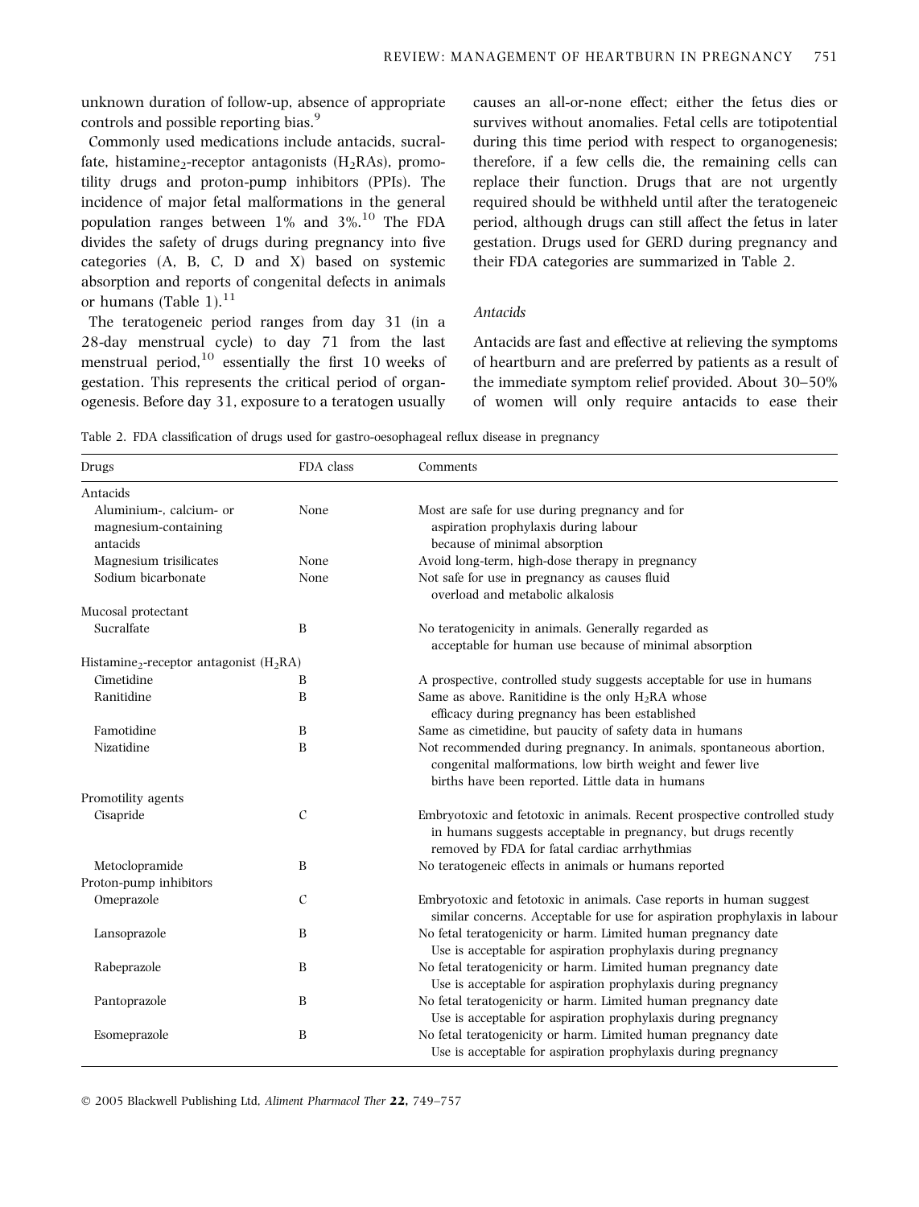unknown duration of follow-up, absence of appropriate controls and possible reporting bias.[9]

Commonly used medications include antacids, sucralfate, histamine$_2$-receptor antagonists ($H_2RAs$), promotility drugs and proton-pump inhibitors (PPIs). The incidence of major fetal malformations in the general population ranges between 1% and 3%.[10] The FDA divides the safety of drugs during pregnancy into five categories (A, B, C, D and X) based on systemic absorption and reports of congenital defects in animals or humans (Table 1).[11]

The teratogeneic period ranges from day 31 (in a 28-day menstrual cycle) to day 71 from the last menstrual period,[10] essentially the first 10 weeks of gestation. This represents the critical period of organogenesis. Before day 31, exposure to a teratogen usually causes an all-or-none effect; either the fetus dies or survives without anomalies. Fetal cells are totipotential during this time period with respect to organogenesis; therefore, if a few cells die, the remaining cells can replace their function. Drugs that are not urgently required should be withheld until after the teratogeneic period, although drugs can still affect the fetus in later gestation. Drugs used for GERD during pregnancy and their FDA categories are summarized in Table 2.

### *Antacids*

Antacids are fast and effective at relieving the symptoms of heartburn and are preferred by patients as a result of the immediate symptom relief provided. About 30–50% of women will only require antacids to ease their

Table 2. FDA classification of drugs used for gastro-oesophageal reflux disease in pregnancy

| Drugs | FDA class | Comments |
|---|---|---|
| Antacids | | |
| Aluminium-, calcium- or magnesium-containing antacids | None | Most are safe for use during pregnancy and for aspiration prophylaxis during labour because of minimal absorption |
| Magnesium trisilicates | None | Avoid long-term, high-dose therapy in pregnancy |
| Sodium bicarbonate | None | Not safe for use in pregnancy as causes fluid overload and metabolic alkalosis |
| Mucosal protectant | | |
| Sucralfate | B | No teratogenicity in animals. Generally regarded as acceptable for human use because of minimal absorption |
| Histamine$_2$-receptor antagonist ($H_2RA$) | | |
| Cimetidine | B | A prospective, controlled study suggests acceptable for use in humans |
| Ranitidine | B | Same as above. Ranitidine is the only $H_2RA$ whose efficacy during pregnancy has been established |
| Famotidine | B | Same as cimetidine, but paucity of safety data in humans |
| Nizatidine | B | Not recommended during pregnancy. In animals, spontaneous abortion, congenital malformations, low birth weight and fewer live births have been reported. Little data in humans |
| Promotility agents | | |
| Cisapride | C | Embryotoxic and fetotoxic in animals. Recent prospective controlled study in humans suggests acceptable in pregnancy, but drugs recently removed by FDA for fatal cardiac arrhythmias |
| Metoclopramide | B | No teratogeneic effects in animals or humans reported |
| Proton-pump inhibitors | | |
| Omeprazole | C | Embryotoxic and fetotoxic in animals. Case reports in human suggest similar concerns. Acceptable for use for aspiration prophylaxis in labour |
| Lansoprazole | B | No fetal teratogenicity or harm. Limited human pregnancy date Use is acceptable for aspiration prophylaxis during pregnancy |
| Rabeprazole | B | No fetal teratogenicity or harm. Limited human pregnancy date Use is acceptable for aspiration prophylaxis during pregnancy |
| Pantoprazole | B | No fetal teratogenicity or harm. Limited human pregnancy date Use is acceptable for aspiration prophylaxis during pregnancy |
| Esomeprazole | B | No fetal teratogenicity or harm. Limited human pregnancy date Use is acceptable for aspiration prophylaxis during pregnancy |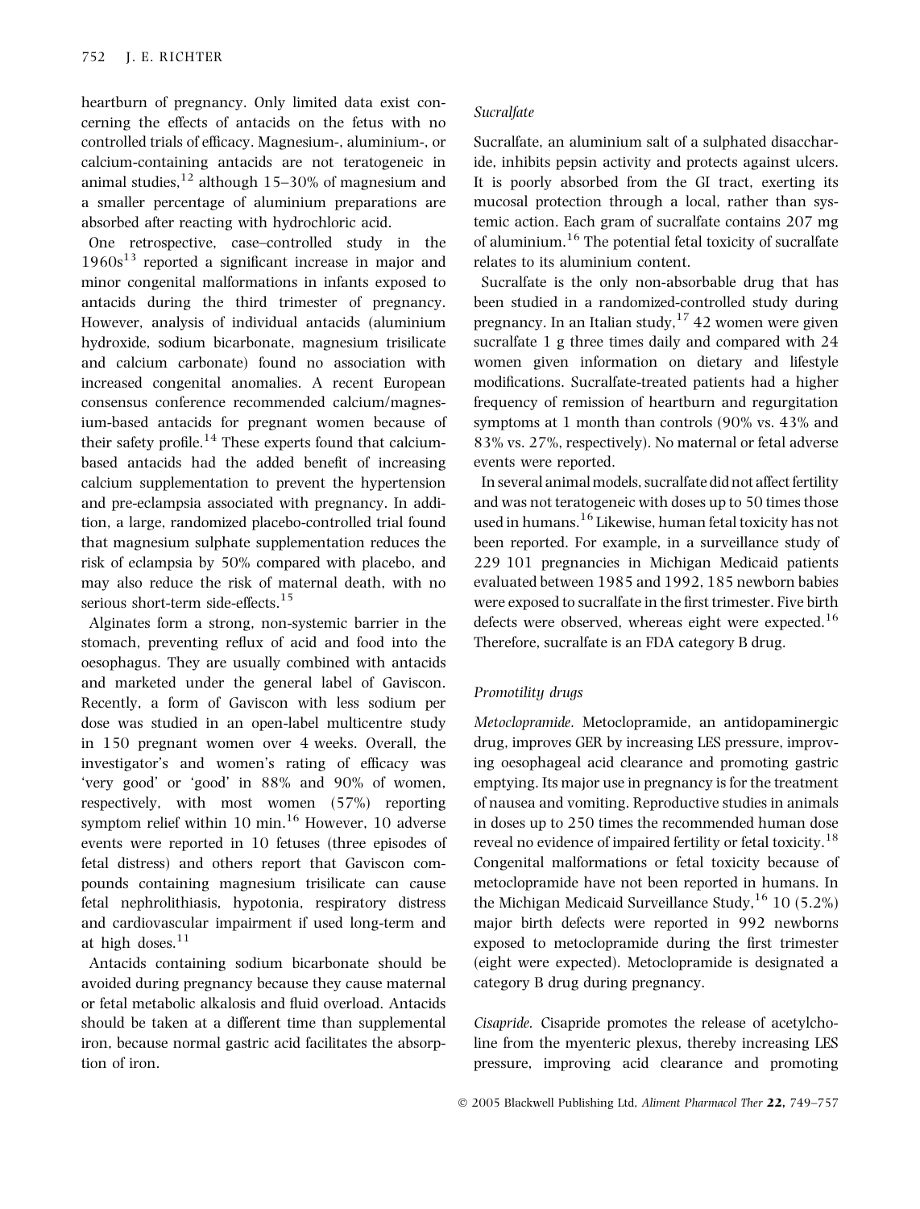heartburn of pregnancy. Only limited data exist concerning the effects of antacids on the fetus with no controlled trials of efficacy. Magnesium-, aluminium-, or calcium-containing antacids are not teratogeneic in animal studies,[12] although 15–30% of magnesium and a smaller percentage of aluminium preparations are absorbed after reacting with hydrochloric acid.

One retrospective, case–controlled study in the 1960s[13] reported a significant increase in major and minor congenital malformations in infants exposed to antacids during the third trimester of pregnancy. However, analysis of individual antacids (aluminium hydroxide, sodium bicarbonate, magnesium trisilicate and calcium carbonate) found no association with increased congenital anomalies. A recent European consensus conference recommended calcium/magnesium-based antacids for pregnant women because of their safety profile.[14] These experts found that calcium-based antacids had the added benefit of increasing calcium supplementation to prevent the hypertension and pre-eclampsia associated with pregnancy. In addition, a large, randomized placebo-controlled trial found that magnesium sulphate supplementation reduces the risk of eclampsia by 50% compared with placebo, and may also reduce the risk of maternal death, with no serious short-term side-effects.[15]

Alginates form a strong, non-systemic barrier in the stomach, preventing reflux of acid and food into the oesophagus. They are usually combined with antacids and marketed under the general label of Gaviscon. Recently, a form of Gaviscon with less sodium per dose was studied in an open-label multicentre study in 150 pregnant women over 4 weeks. Overall, the investigator's and women's rating of efficacy was 'very good' or 'good' in 88% and 90% of women, respectively, with most women (57%) reporting symptom relief within 10 min.[16] However, 10 adverse events were reported in 10 fetuses (three episodes of fetal distress) and others report that Gaviscon compounds containing magnesium trisilicate can cause fetal nephrolithiasis, hypotonia, respiratory distress and cardiovascular impairment if used long-term and at high doses.[11]

Antacids containing sodium bicarbonate should be avoided during pregnancy because they cause maternal or fetal metabolic alkalosis and fluid overload. Antacids should be taken at a different time than supplemental iron, because normal gastric acid facilitates the absorption of iron.

*Sucralfate*

Sucralfate, an aluminium salt of a sulphated disaccharide, inhibits pepsin activity and protects against ulcers. It is poorly absorbed from the GI tract, exerting its mucosal protection through a local, rather than systemic action. Each gram of sucralfate contains 207 mg of aluminium.[16] The potential fetal toxicity of sucralfate relates to its aluminium content.

Sucralfate is the only non-absorbable drug that has been studied in a randomized-controlled study during pregnancy. In an Italian study,[17] 42 women were given sucralfate 1 g three times daily and compared with 24 women given information on dietary and lifestyle modifications. Sucralfate-treated patients had a higher frequency of remission of heartburn and regurgitation symptoms at 1 month than controls (90% vs. 43% and 83% vs. 27%, respectively). No maternal or fetal adverse events were reported.

In several animal models, sucralfate did not affect fertility and was not teratogeneic with doses up to 50 times those used in humans.[16] Likewise, human fetal toxicity has not been reported. For example, in a surveillance study of 229 101 pregnancies in Michigan Medicaid patients evaluated between 1985 and 1992, 185 newborn babies were exposed to sucralfate in the first trimester. Five birth defects were observed, whereas eight were expected.[16] Therefore, sucralfate is an FDA category B drug.

*Promotility drugs*

*Metoclopramide.* Metoclopramide, an antidopaminergic drug, improves GER by increasing LES pressure, improving oesophageal acid clearance and promoting gastric emptying. Its major use in pregnancy is for the treatment of nausea and vomiting. Reproductive studies in animals in doses up to 250 times the recommended human dose reveal no evidence of impaired fertility or fetal toxicity.[18] Congenital malformations or fetal toxicity because of metoclopramide have not been reported in humans. In the Michigan Medicaid Surveillance Study,[16] 10 (5.2%) major birth defects were reported in 992 newborns exposed to metoclopramide during the first trimester (eight were expected). Metoclopramide is designated a category B drug during pregnancy.

*Cisapride.* Cisapride promotes the release of acetylcholine from the myenteric plexus, thereby increasing LES pressure, improving acid clearance and promoting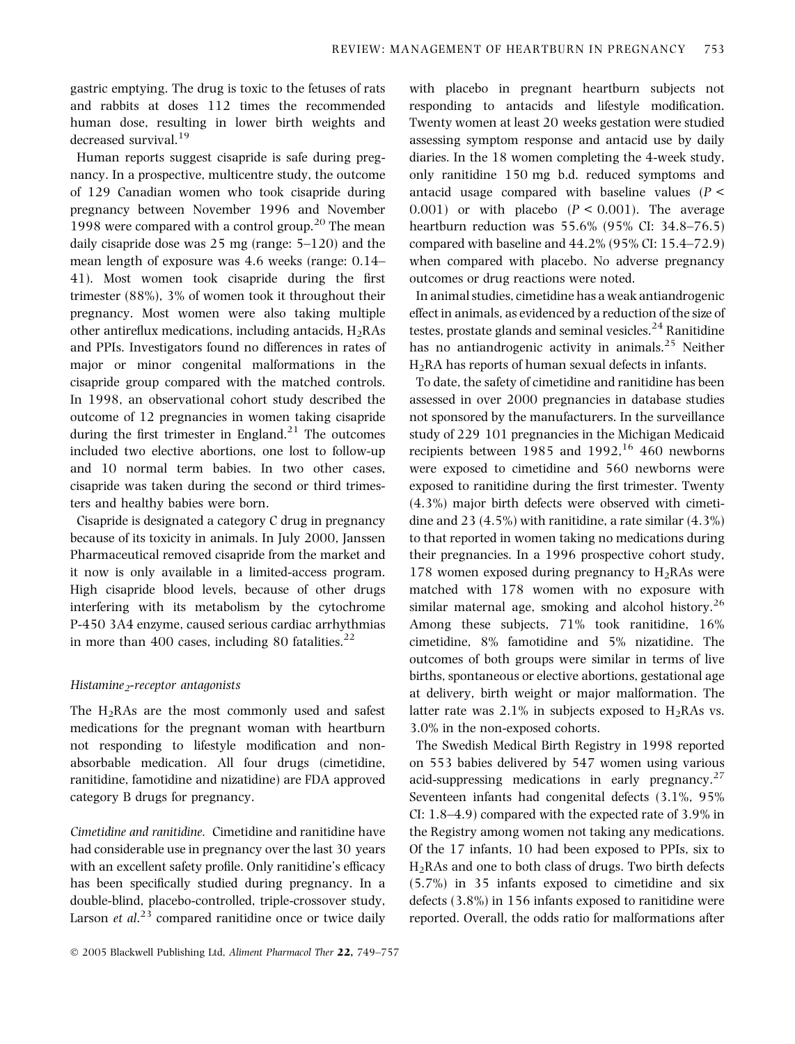gastric emptying. The drug is toxic to the fetuses of rats and rabbits at doses 112 times the recommended human dose, resulting in lower birth weights and decreased survival.[19]

Human reports suggest cisapride is safe during pregnancy. In a prospective, multicentre study, the outcome of 129 Canadian women who took cisapride during pregnancy between November 1996 and November 1998 were compared with a control group.[20] The mean daily cisapride dose was 25 mg (range: 5–120) and the mean length of exposure was 4.6 weeks (range: 0.14–41). Most women took cisapride during the first trimester (88%), 3% of women took it throughout their pregnancy. Most women were also taking multiple other antireflux medications, including antacids, $H_2$RAs and PPIs. Investigators found no differences in rates of major or minor congenital malformations in the cisapride group compared with the matched controls. In 1998, an observational cohort study described the outcome of 12 pregnancies in women taking cisapride during the first trimester in England.[21] The outcomes included two elective abortions, one lost to follow-up and 10 normal term babies. In two other cases, cisapride was taken during the second or third trimesters and healthy babies were born.

Cisapride is designated a category C drug in pregnancy because of its toxicity in animals. In July 2000, Janssen Pharmaceutical removed cisapride from the market and it now is only available in a limited-access program. High cisapride blood levels, because of other drugs interfering with its metabolism by the cytochrome P-450 3A4 enzyme, caused serious cardiac arrhythmias in more than 400 cases, including 80 fatalities.[22]

### *Histamine$_2$-receptor antagonists*

The $H_2$RAs are the most commonly used and safest medications for the pregnant woman with heartburn not responding to lifestyle modification and non-absorbable medication. All four drugs (cimetidine, ranitidine, famotidine and nizatidine) are FDA approved category B drugs for pregnancy.

*Cimetidine and ranitidine.* Cimetidine and ranitidine have had considerable use in pregnancy over the last 30 years with an excellent safety profile. Only ranitidine's efficacy has been specifically studied during pregnancy. In a double-blind, placebo-controlled, triple-crossover study, Larson *et al.*[23] compared ranitidine once or twice daily with placebo in pregnant heartburn subjects not responding to antacids and lifestyle modification. Twenty women at least 20 weeks gestation were studied assessing symptom response and antacid use by daily diaries. In the 18 women completing the 4-week study, only ranitidine 150 mg b.d. reduced symptoms and antacid usage compared with baseline values ($P < 0.001$) or with placebo ($P < 0.001$). The average heartburn reduction was 55.6% (95% CI: 34.8–76.5) compared with baseline and 44.2% (95% CI: 15.4–72.9) when compared with placebo. No adverse pregnancy outcomes or drug reactions were noted.

In animal studies, cimetidine has a weak antiandrogenic effect in animals, as evidenced by a reduction of the size of testes, prostate glands and seminal vesicles.[24] Ranitidine has no antiandrogenic activity in animals.[25] Neither $H_2$RA has reports of human sexual defects in infants.

To date, the safety of cimetidine and ranitidine has been assessed in over 2000 pregnancies in database studies not sponsored by the manufacturers. In the surveillance study of 229 101 pregnancies in the Michigan Medicaid recipients between 1985 and 1992,[16] 460 newborns were exposed to cimetidine and 560 newborns were exposed to ranitidine during the first trimester. Twenty (4.3%) major birth defects were observed with cimetidine and 23 (4.5%) with ranitidine, a rate similar (4.3%) to that reported in women taking no medications during their pregnancies. In a 1996 prospective cohort study, 178 women exposed during pregnancy to $H_2$RAs were matched with 178 women with no exposure with similar maternal age, smoking and alcohol history.[26] Among these subjects, 71% took ranitidine, 16% cimetidine, 8% famotidine and 5% nizatidine. The outcomes of both groups were similar in terms of live births, spontaneous or elective abortions, gestational age at delivery, birth weight or major malformation. The latter rate was 2.1% in subjects exposed to $H_2$RAs vs. 3.0% in the non-exposed cohorts.

The Swedish Medical Birth Registry in 1998 reported on 553 babies delivered by 547 women using various acid-suppressing medications in early pregnancy.[27] Seventeen infants had congenital defects (3.1%, 95% CI: 1.8–4.9) compared with the expected rate of 3.9% in the Registry among women not taking any medications. Of the 17 infants, 10 had been exposed to PPIs, six to $H_2$RAs and one to both class of drugs. Two birth defects (5.7%) in 35 infants exposed to cimetidine and six defects (3.8%) in 156 infants exposed to ranitidine were reported. Overall, the odds ratio for malformations after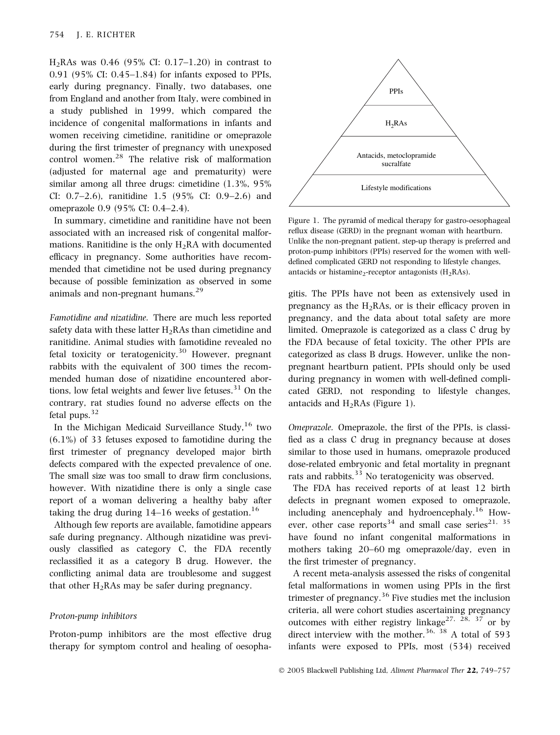$H_2RAs$ was 0.46 (95% CI: 0.17–1.20) in contrast to 0.91 (95% CI: 0.45–1.84) for infants exposed to PPIs, early during pregnancy. Finally, two databases, one from England and another from Italy, were combined in a study published in 1999, which compared the incidence of congenital malformations in infants and women receiving cimetidine, ranitidine or omeprazole during the first trimester of pregnancy with unexposed control women.[28] The relative risk of malformation (adjusted for maternal age and prematurity) were similar among all three drugs: cimetidine (1.3%, 95% CI: 0.7–2.6), ranitidine 1.5 (95% CI: 0.9–2.6) and omeprazole 0.9 (95% CI: 0.4–2.4).

In summary, cimetidine and ranitidine have not been associated with an increased risk of congenital malformations. Ranitidine is the only $H_2RA$ with documented efficacy in pregnancy. Some authorities have recommended that cimetidine not be used during pregnancy because of possible feminization as observed in some animals and non-pregnant humans.[29]

*Famotidine and nizatidine.* There are much less reported safety data with these latter $H_2RAs$ than cimetidine and ranitidine. Animal studies with famotidine revealed no fetal toxicity or teratogenicity.[30] However, pregnant rabbits with the equivalent of 300 times the recommended human dose of nizatidine encountered abortions, low fetal weights and fewer live fetuses.[31] On the contrary, rat studies found no adverse effects on the fetal pups.[32]

In the Michigan Medicaid Surveillance Study,[16] two (6.1%) of 33 fetuses exposed to famotidine during the first trimester of pregnancy developed major birth defects compared with the expected prevalence of one. The small size was too small to draw firm conclusions, however. With nizatidine there is only a single case report of a woman delivering a healthy baby after taking the drug during 14–16 weeks of gestation.[16]

Although few reports are available, famotidine appears safe during pregnancy. Although nizatidine was previously classified as category C, the FDA recently reclassified it as a category B drug. However, the conflicting animal data are troublesome and suggest that other $H_2RAs$ may be safer during pregnancy.

### Proton-pump inhibitors

Proton-pump inhibitors are the most effective drug therapy for symptom control and healing of oesophagitis. The PPIs have not been as extensively used in pregnancy as the $H_2RAs$, or is their efficacy proven in pregnancy, and the data about total safety are more limited. Omeprazole is categorized as a class C drug by the FDA because of fetal toxicity. The other PPIs are categorized as class B drugs. However, unlike the non-pregnant heartburn patient, PPIs should only be used during pregnancy in women with well-defined complicated GERD, not responding to lifestyle changes, antacids and $H_2RAs$ (Figure 1).

Figure 1. The pyramid of medical therapy for gastro-oesophageal reflux disease (GERD) in the pregnant woman with heartburn. Unlike the non-pregnant patient, step-up therapy is preferred and proton-pump inhibitors (PPIs) reserved for the women with well-defined complicated GERD not responding to lifestyle changes, antacids or histamine$_2$-receptor antagonists ($H_2RAs$).

*Omeprazole.* Omeprazole, the first of the PPIs, is classified as a class C drug in pregnancy because at doses similar to those used in humans, omeprazole produced dose-related embryonic and fetal mortality in pregnant rats and rabbits.[33] No teratogenicity was observed.

The FDA has received reports of at least 12 birth defects in pregnant women exposed to omeprazole, including anencephaly and hydroencephaly.[16] However, other case reports[34] and small case series[21, 35] have found no infant congenital malformations in mothers taking 20–60 mg omeprazole/day, even in the first trimester of pregnancy.

A recent meta-analysis assessed the risks of congenital fetal malformations in women using PPIs in the first trimester of pregnancy.[36] Five studies met the inclusion criteria, all were cohort studies ascertaining pregnancy outcomes with either registry linkage[27, 28, 37] or by direct interview with the mother.[36, 38] A total of 593 infants were exposed to PPIs, most (534) received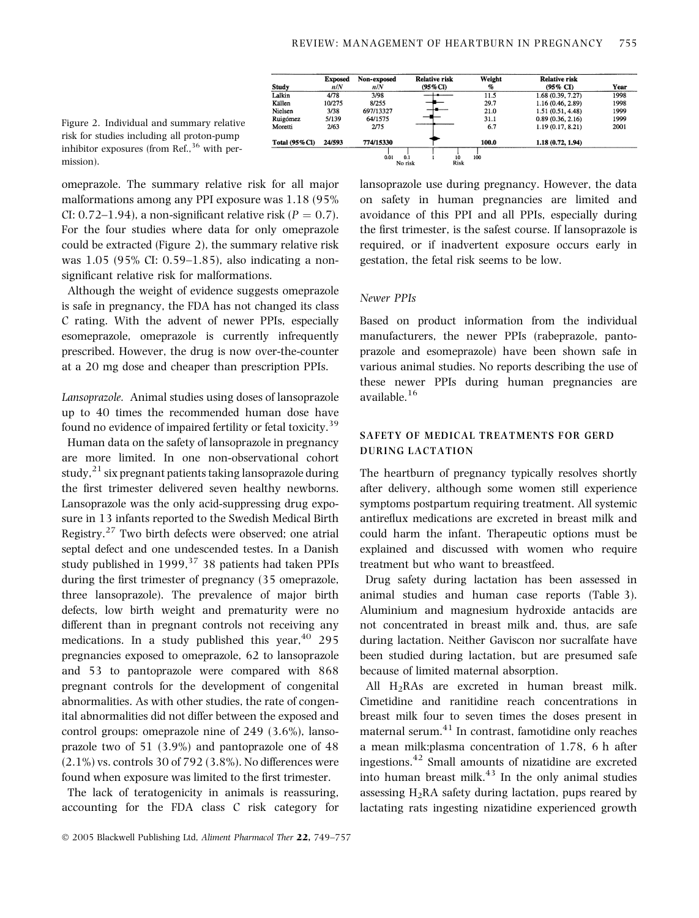| Study | Exposed n/N | Non-exposed n/N | Relative risk (95% CI) | Weight % | Relative risk (95% CI) | Year |
|---|---|---|---|---|---|---|
| Lalkin | 4/78 | 3/98 | | 11.5 | 1.68 (0.39, 7.27) | 1998 |
| Källen | 10/275 | 8/255 | | 29.7 | 1.16 (0.46, 2.89) | 1998 |
| Nielsen | 3/38 | 697/13327 | | 21.0 | 1.51 (0.51, 4.48) | 1999 |
| Ruigómez | 5/139 | 64/1575 | | 31.1 | 0.89 (0.36, 2.16) | 1999 |
| Moretti | 2/63 | 2/75 | | 6.7 | 1.19 (0.17, 8.21) | 2001 |
| Total (95% CI) | 24/593 | 774/15330 | | 100.0 | 1.18 (0.72, 1.94) | |

Figure 2. Individual and summary relative risk for studies including all proton-pump inhibitor exposures (from Ref.,[36] with permission).

omeprazole. The summary relative risk for all major malformations among any PPI exposure was 1.18 (95% CI: 0.72–1.94), a non-significant relative risk ($P = 0.7$). For the four studies where data for only omeprazole could be extracted (Figure 2), the summary relative risk was 1.05 (95% CI: 0.59–1.85), also indicating a non-significant relative risk for malformations.

Although the weight of evidence suggests omeprazole is safe in pregnancy, the FDA has not changed its class C rating. With the advent of newer PPIs, especially esomeprazole, omeprazole is currently infrequently prescribed. However, the drug is now over-the-counter at a 20 mg dose and cheaper than prescription PPIs.

*Lansoprazole.* Animal studies using doses of lansoprazole up to 40 times the recommended human dose have found no evidence of impaired fertility or fetal toxicity.[39]

Human data on the safety of lansoprazole in pregnancy are more limited. In one non-observational cohort study,[21] six pregnant patients taking lansoprazole during the first trimester delivered seven healthy newborns. Lansoprazole was the only acid-suppressing drug exposure in 13 infants reported to the Swedish Medical Birth Registry.[27] Two birth defects were observed; one atrial septal defect and one undescended testes. In a Danish study published in 1999,[37] 38 patients had taken PPIs during the first trimester of pregnancy (35 omeprazole, three lansoprazole). The prevalence of major birth defects, low birth weight and prematurity were no different than in pregnant controls not receiving any medications. In a study published this year,[40] 295 pregnancies exposed to omeprazole, 62 to lansoprazole and 53 to pantoprazole were compared with 868 pregnant controls for the development of congenital abnormalities. As with other studies, the rate of congenital abnormalities did not differ between the exposed and control groups: omeprazole nine of 249 (3.6%), lansoprazole two of 51 (3.9%) and pantoprazole one of 48 (2.1%) vs. controls 30 of 792 (3.8%). No differences were found when exposure was limited to the first trimester.

The lack of teratogenicity in animals is reassuring, accounting for the FDA class C risk category for lansoprazole use during pregnancy. However, the data on safety in human pregnancies are limited and avoidance of this PPI and all PPIs, especially during the first trimester, is the safest course. If lansoprazole is required, or if inadvertent exposure occurs early in gestation, the fetal risk seems to be low.

*Newer PPIs*

Based on product information from the individual manufacturers, the newer PPIs (rabeprazole, pantoprazole and esomeprazole) have been shown safe in various animal studies. No reports describing the use of these newer PPIs during human pregnancies are available.[16]

## SAFETY OF MEDICAL TREATMENTS FOR GERD DURING LACTATION

The heartburn of pregnancy typically resolves shortly after delivery, although some women still experience symptoms postpartum requiring treatment. All systemic antireflux medications are excreted in breast milk and could harm the infant. Therapeutic options must be explained and discussed with women who require treatment but who want to breastfeed.

Drug safety during lactation has been assessed in animal studies and human case reports (Table 3). Aluminium and magnesium hydroxide antacids are not concentrated in breast milk and, thus, are safe during lactation. Neither Gaviscon nor sucralfate have been studied during lactation, but are presumed safe because of limited maternal absorption.

All $H_2$RAs are excreted in human breast milk. Cimetidine and ranitidine reach concentrations in breast milk four to seven times the doses present in maternal serum.[41] In contrast, famotidine only reaches a mean milk:plasma concentration of 1.78, 6 h after ingestions.[42] Small amounts of nizatidine are excreted into human breast milk.[43] In the only animal studies assessing $H_2$RA safety during lactation, pups reared by lactating rats ingesting nizatidine experienced growth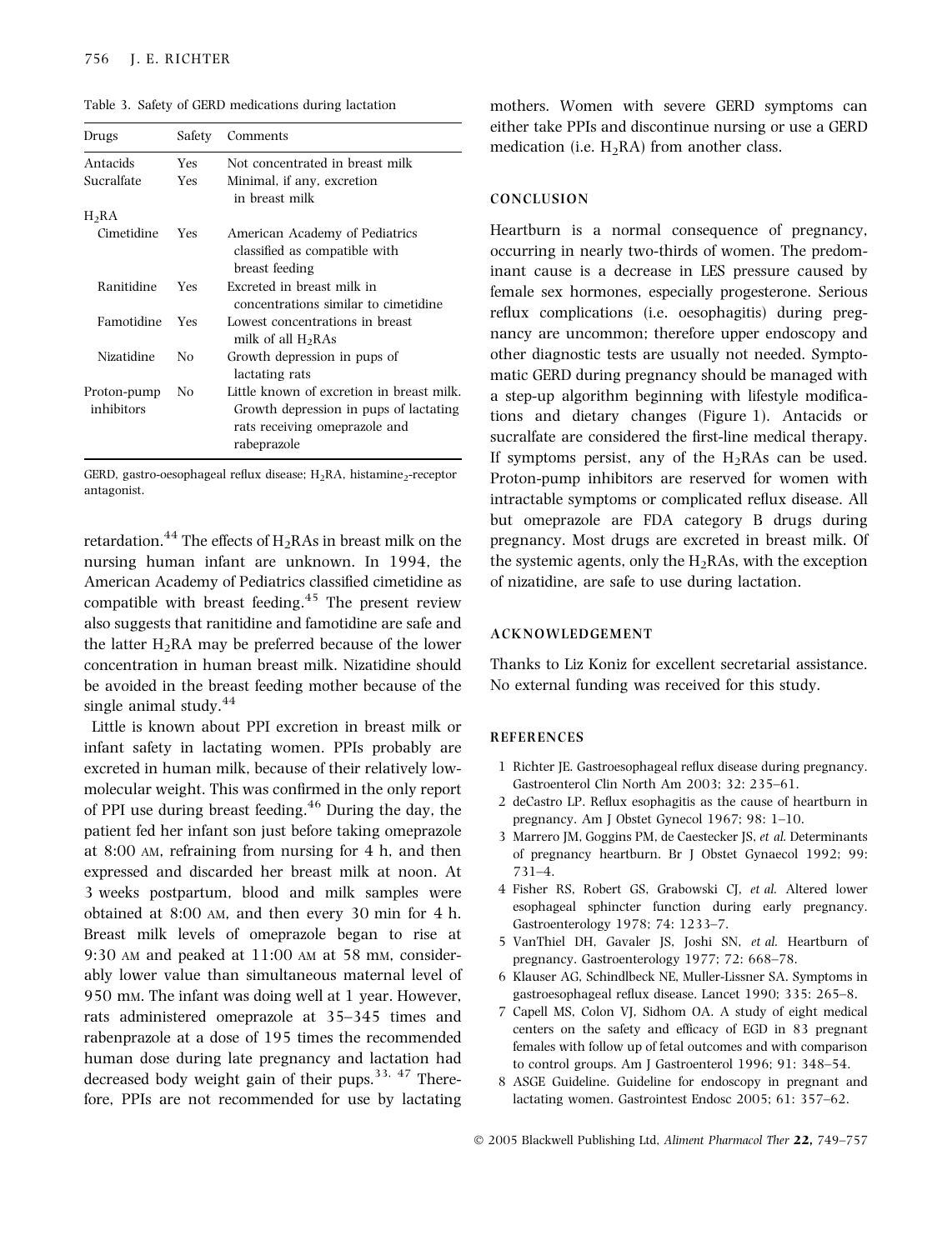Table 3. Safety of GERD medications during lactation

| Drugs | Safety | Comments |
|---|---|---|
| Antacids | Yes | Not concentrated in breast milk |
| Sucralfate | Yes | Minimal, if any, excretion in breast milk |
| $H_2RA$ | | |
| Cimetidine | Yes | American Academy of Pediatrics classified as compatible with breast feeding |
| Ranitidine | Yes | Excreted in breast milk in concentrations similar to cimetidine |
| Famotidine | Yes | Lowest concentrations in breast milk of all $H_2RAs$ |
| Nizatidine | No | Growth depression in pups of lactating rats |
| Proton-pump inhibitors | No | Little known of excretion in breast milk. Growth depression in pups of lactating rats receiving omeprazole and rabeprazole |

GERD, gastro-oesophageal reflux disease; $H_2RA$, histamine$_2$-receptor antagonist.

retardation.[44] The effects of $H_2RAs$ in breast milk on the nursing human infant are unknown. In 1994, the American Academy of Pediatrics classified cimetidine as compatible with breast feeding.[45] The present review also suggests that ranitidine and famotidine are safe and the latter $H_2RA$ may be preferred because of the lower concentration in human breast milk. Nizatidine should be avoided in the breast feeding mother because of the single animal study.[44]

Little is known about PPI excretion in breast milk or infant safety in lactating women. PPIs probably are excreted in human milk, because of their relatively low-molecular weight. This was confirmed in the only report of PPI use during breast feeding.[46] During the day, the patient fed her infant son just before taking omeprazole at 8:00 AM, refraining from nursing for 4 h, and then expressed and discarded her breast milk at noon. At 3 weeks postpartum, blood and milk samples were obtained at 8:00 AM, and then every 30 min for 4 h. Breast milk levels of omeprazole began to rise at 9:30 AM and peaked at 11:00 AM at 58 mM, considerably lower value than simultaneous maternal level of 950 mM. The infant was doing well at 1 year. However, rats administered omeprazole at 35–345 times and rabenprazole at a dose of 195 times the recommended human dose during late pregnancy and lactation had decreased body weight gain of their pups.[33, 47] Therefore, PPIs are not recommended for use by lactating mothers. Women with severe GERD symptoms can either take PPIs and discontinue nursing or use a GERD medication (i.e. $H_2RA$) from another class.

## CONCLUSION

Heartburn is a normal consequence of pregnancy, occurring in nearly two-thirds of women. The predominant cause is a decrease in LES pressure caused by female sex hormones, especially progesterone. Serious reflux complications (i.e. oesophagitis) during pregnancy are uncommon; therefore upper endoscopy and other diagnostic tests are usually not needed. Symptomatic GERD during pregnancy should be managed with a step-up algorithm beginning with lifestyle modifications and dietary changes (Figure 1). Antacids or sucralfate are considered the first-line medical therapy. If symptoms persist, any of the $H_2RAs$ can be used. Proton-pump inhibitors are reserved for women with intractable symptoms or complicated reflux disease. All but omeprazole are FDA category B drugs during pregnancy. Most drugs are excreted in breast milk. Of the systemic agents, only the $H_2RAs$, with the exception of nizatidine, are safe to use during lactation.

## ACKNOWLEDGEMENT

Thanks to Liz Koniz for excellent secretarial assistance. No external funding was received for this study.

## REFERENCES

1. Richter JE. Gastroesophageal reflux disease during pregnancy. Gastroenterol Clin North Am 2003; 32: 235–61.
2. deCastro LP. Reflux esophagitis as the cause of heartburn in pregnancy. Am J Obstet Gynecol 1967; 98: 1–10.
3. Marrero JM, Goggins PM, de Caestecker JS, *et al.* Determinants of pregnancy heartburn. Br J Obstet Gynaecol 1992; 99: 731–4.
4. Fisher RS, Robert GS, Grabowski CJ, *et al.* Altered lower esophageal sphincter function during early pregnancy. Gastroenterology 1978; 74: 1233–7.
5. VanThiel DH, Gavaler JS, Joshi SN, *et al.* Heartburn of pregnancy. Gastroenterology 1977; 72: 668–78.
6. Klauser AG, Schindlbeck NE, Muller-Lissner SA. Symptoms in gastroesophageal reflux disease. Lancet 1990; 335: 265–8.
7. Capell MS, Colon VJ, Sidhom OA. A study of eight medical centers on the safety and efficacy of EGD in 83 pregnant females with follow up of fetal outcomes and with comparison to control groups. Am J Gastroenterol 1996; 91: 348–54.
8. ASGE Guideline. Guideline for endoscopy in pregnant and lactating women. Gastrointest Endosc 2005; 61: 357–62.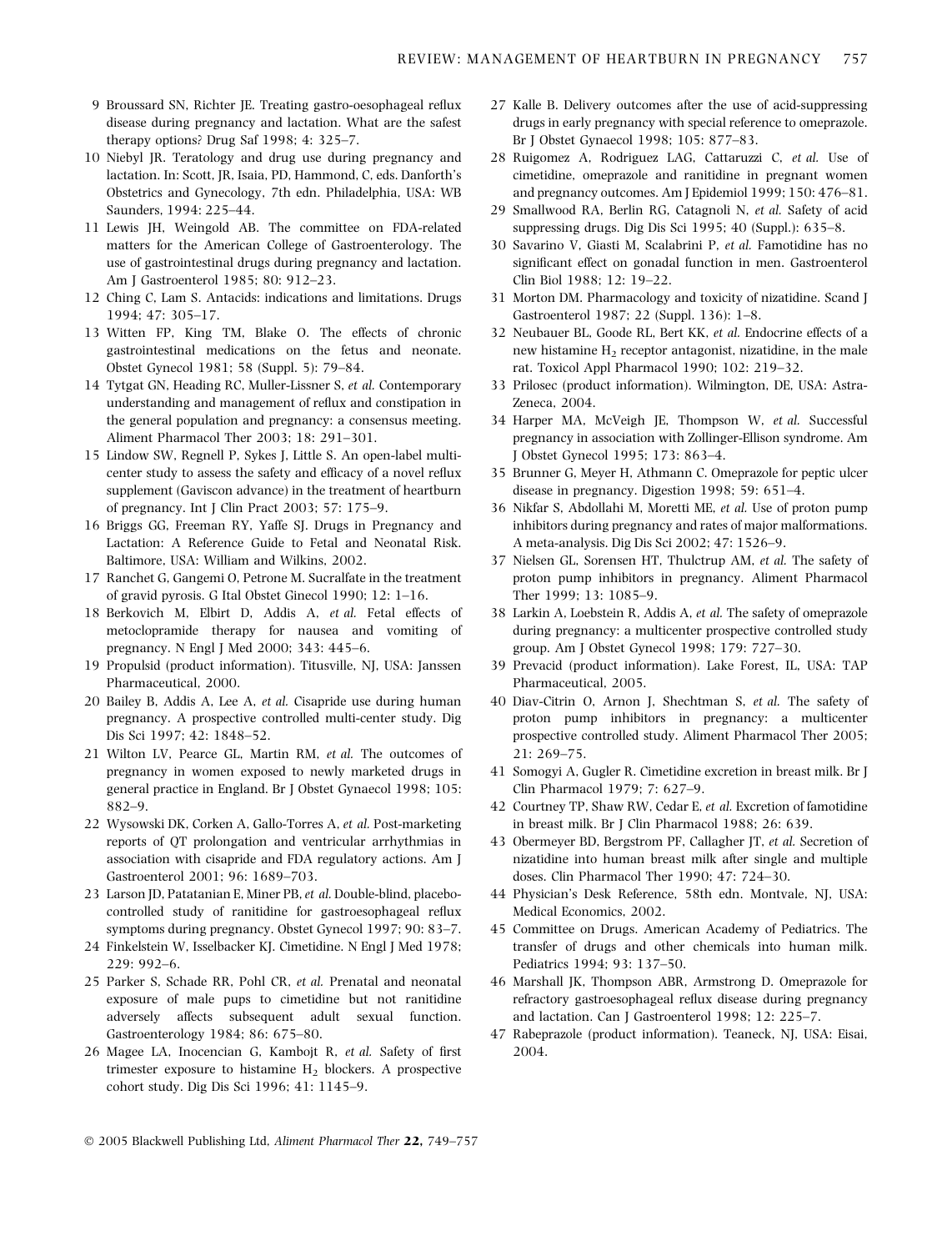9 Broussard SN, Richter JE. Treating gastro-oesophageal reflux disease during pregnancy and lactation. What are the safest therapy options? Drug Saf 1998; 4: 325–7.

10 Niebyl JR. Teratology and drug use during pregnancy and lactation. In: Scott, JR, Isaia, PD, Hammond, C, eds. Danforth's Obstetrics and Gynecology, 7th edn. Philadelphia, USA: WB Saunders, 1994: 225–44.

11 Lewis JH, Weingold AB. The committee on FDA-related matters for the American College of Gastroenterology. The use of gastrointestinal drugs during pregnancy and lactation. Am J Gastroenterol 1985; 80: 912–23.

12 Ching C, Lam S. Antacids: indications and limitations. Drugs 1994; 47: 305–17.

13 Witten FP, King TM, Blake O. The effects of chronic gastrointestinal medications on the fetus and neonate. Obstet Gynecol 1981; 58 (Suppl. 5): 79–84.

14 Tytgat GN, Heading RC, Muller-Lissner S, *et al.* Contemporary understanding and management of reflux and constipation in the general population and pregnancy: a consensus meeting. Aliment Pharmacol Ther 2003; 18: 291–301.

15 Lindow SW, Regnell P, Sykes J, Little S. An open-label multicenter study to assess the safety and efficacy of a novel reflux supplement (Gaviscon advance) in the treatment of heartburn of pregnancy. Int J Clin Pract 2003; 57: 175–9.

16 Briggs GG, Freeman RY, Yaffe SJ. Drugs in Pregnancy and Lactation: A Reference Guide to Fetal and Neonatal Risk. Baltimore, USA: William and Wilkins, 2002.

17 Ranchet G, Gangemi O, Petrone M. Sucralfate in the treatment of gravid pyrosis. G Ital Obstet Ginecol 1990; 12: 1–16.

18 Berkovich M, Elbirt D, Addis A, *et al.* Fetal effects of metoclopramide therapy for nausea and vomiting of pregnancy. N Engl J Med 2000; 343: 445–6.

19 Propulsid (product information). Titusville, NJ, USA: Janssen Pharmaceutical, 2000.

20 Bailey B, Addis A, Lee A, *et al.* Cisapride use during human pregnancy. A prospective controlled multi-center study. Dig Dis Sci 1997; 42: 1848–52.

21 Wilton LV, Pearce GL, Martin RM, *et al.* The outcomes of pregnancy in women exposed to newly marketed drugs in general practice in England. Br J Obstet Gynaecol 1998; 105: 882–9.

22 Wysowski DK, Corken A, Gallo-Torres A, *et al.* Post-marketing reports of QT prolongation and ventricular arrhythmias in association with cisapride and FDA regulatory actions. Am J Gastroenterol 2001; 96: 1689–703.

23 Larson JD, Patatanian E, Miner PB, *et al.* Double-blind, placebo-controlled study of ranitidine for gastroesophageal reflux symptoms during pregnancy. Obstet Gynecol 1997; 90: 83–7.

24 Finkelstein W, Isselbacker KJ. Cimetidine. N Engl J Med 1978; 229: 992–6.

25 Parker S, Schade RR, Pohl CR, *et al.* Prenatal and neonatal exposure of male pups to cimetidine but not ranitidine adversely affects subsequent adult sexual function. Gastroenterology 1984; 86: 675–80.

26 Magee LA, Inocencian G, Kambojt R, *et al.* Safety of first trimester exposure to histamine $H_2$ blockers. A prospective cohort study. Dig Dis Sci 1996; 41: 1145–9.

27 Kalle B. Delivery outcomes after the use of acid-suppressing drugs in early pregnancy with special reference to omeprazole. Br J Obstet Gynaecol 1998; 105: 877–83.

28 Ruigomez A, Rodriguez LAG, Cattaruzzi C, *et al.* Use of cimetidine, omeprazole and ranitidine in pregnant women and pregnancy outcomes. Am J Epidemiol 1999; 150: 476–81.

29 Smallwood RA, Berlin RG, Catagnoli N, *et al.* Safety of acid suppressing drugs. Dig Dis Sci 1995; 40 (Suppl.): 635–8.

30 Savarino V, Giasti M, Scalabrini P, *et al.* Famotidine has no significant effect on gonadal function in men. Gastroenterol Clin Biol 1988; 12: 19–22.

31 Morton DM. Pharmacology and toxicity of nizatidine. Scand J Gastroenterol 1987; 22 (Suppl. 136): 1–8.

32 Neubauer BL, Goode RL, Bert KK, *et al.* Endocrine effects of a new histamine $H_2$ receptor antagonist, nizatidine, in the male rat. Toxicol Appl Pharmacol 1990; 102: 219–32.

33 Prilosec (product information). Wilmington, DE, USA: Astra-Zeneca, 2004.

34 Harper MA, McVeigh JE, Thompson W, *et al.* Successful pregnancy in association with Zollinger-Ellison syndrome. Am J Obstet Gynecol 1995; 173: 863–4.

35 Brunner G, Meyer H, Athmann C. Omeprazole for peptic ulcer disease in pregnancy. Digestion 1998; 59: 651–4.

36 Nikfar S, Abdollahi M, Moretti ME, *et al.* Use of proton pump inhibitors during pregnancy and rates of major malformations. A meta-analysis. Dig Dis Sci 2002; 47: 1526–9.

37 Nielsen GL, Sorensen HT, Thulcrtup AM, *et al.* The safety of proton pump inhibitors in pregnancy. Aliment Pharmacol Ther 1999; 13: 1085–9.

38 Larkin A, Loebstein R, Addis A, *et al.* The safety of omeprazole during pregnancy: a multicenter prospective controlled study group. Am J Obstet Gynecol 1998; 179: 727–30.

39 Prevacid (product information). Lake Forest, IL, USA: TAP Pharmaceutical, 2005.

40 Diav-Citrin O, Arnon J, Shechtman S, *et al.* The safety of proton pump inhibitors in pregnancy: a multicenter prospective controlled study. Aliment Pharmacol Ther 2005; 21: 269–75.

41 Somogyi A, Gugler R. Cimetidine excretion in breast milk. Br J Clin Pharmacol 1979; 7: 627–9.

42 Courtney TP, Shaw RW, Cedar E, *et al.* Excretion of famotidine in breast milk. Br J Clin Pharmacol 1988; 26: 639.

43 Obermeyer BD, Bergstrom PF, Callagher JT, *et al.* Secretion of nizatidine into human breast milk after single and multiple doses. Clin Pharmacol Ther 1990; 47: 724–30.

44 Physician's Desk Reference, 58th edn. Montvale, NJ, USA: Medical Economics, 2002.

45 Committee on Drugs. American Academy of Pediatrics. The transfer of drugs and other chemicals into human milk. Pediatrics 1994; 93: 137–50.

46 Marshall JK, Thompson ABR, Armstrong D. Omeprazole for refractory gastroesophageal reflux disease during pregnancy and lactation. Can J Gastroenterol 1998; 12: 225–7.

47 Rabeprazole (product information). Teaneck, NJ, USA: Eisai, 2004.